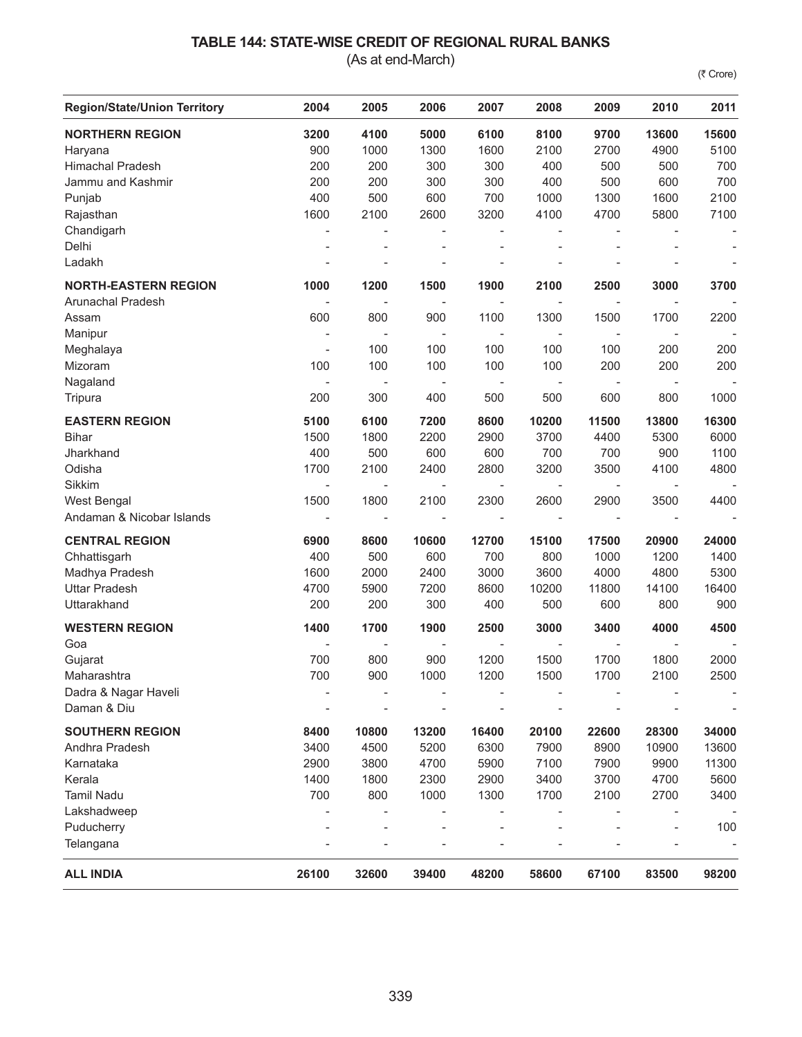## TABLE 144: STATE-WISE CREDIT OF REGIONAL RURAL BANKS

(As at end-March)

(₹ Crore)

| Region/State/Union Territory | 2004 | 2005 | 2006 | 2007 | 2008 | 2009 | 2010 | 2011 |
|---|---|---|---|---|---|---|---|---|
| **NORTHERN REGION** | **3200** | **4100** | **5000** | **6100** | **8100** | **9700** | **13600** | **15600** |
| Haryana | 900 | 1000 | 1300 | 1600 | 2100 | 2700 | 4900 | 5100 |
| Himachal Pradesh | 200 | 200 | 300 | 300 | 400 | 500 | 500 | 700 |
| Jammu and Kashmir | 200 | 200 | 300 | 300 | 400 | 500 | 600 | 700 |
| Punjab | 400 | 500 | 600 | 700 | 1000 | 1300 | 1600 | 2100 |
| Rajasthan | 1600 | 2100 | 2600 | 3200 | 4100 | 4700 | 5800 | 7100 |
| Chandigarh | - | - | - | - | - | - | - | - |
| Delhi | - | - | - | - | - | - | - | - |
| Ladakh | - | - | - | - | - | - | - | - |
| **NORTH-EASTERN REGION** | **1000** | **1200** | **1500** | **1900** | **2100** | **2500** | **3000** | **3700** |
| Arunachal Pradesh | - | - | - | - | - | - | - | - |
| Assam | 600 | 800 | 900 | 1100 | 1300 | 1500 | 1700 | 2200 |
| Manipur | - | - | - | - | - | - | - | - |
| Meghalaya | - | 100 | 100 | 100 | 100 | 100 | 200 | 200 |
| Mizoram | 100 | 100 | 100 | 100 | 100 | 200 | 200 | 200 |
| Nagaland | - | - | - | - | - | - | - | - |
| Tripura | 200 | 300 | 400 | 500 | 500 | 600 | 800 | 1000 |
| **EASTERN REGION** | **5100** | **6100** | **7200** | **8600** | **10200** | **11500** | **13800** | **16300** |
| Bihar | 1500 | 1800 | 2200 | 2900 | 3700 | 4400 | 5300 | 6000 |
| Jharkhand | 400 | 500 | 600 | 600 | 700 | 700 | 900 | 1100 |
| Odisha | 1700 | 2100 | 2400 | 2800 | 3200 | 3500 | 4100 | 4800 |
| Sikkim | - | - | - | - | - | - | - | - |
| West Bengal | 1500 | 1800 | 2100 | 2300 | 2600 | 2900 | 3500 | 4400 |
| Andaman & Nicobar Islands | - | - | - | - | - | - | - | - |
| **CENTRAL REGION** | **6900** | **8600** | **10600** | **12700** | **15100** | **17500** | **20900** | **24000** |
| Chhattisgarh | 400 | 500 | 600 | 700 | 800 | 1000 | 1200 | 1400 |
| Madhya Pradesh | 1600 | 2000 | 2400 | 3000 | 3600 | 4000 | 4800 | 5300 |
| Uttar Pradesh | 4700 | 5900 | 7200 | 8600 | 10200 | 11800 | 14100 | 16400 |
| Uttarakhand | 200 | 200 | 300 | 400 | 500 | 600 | 800 | 900 |
| **WESTERN REGION** | **1400** | **1700** | **1900** | **2500** | **3000** | **3400** | **4000** | **4500** |
| Goa | - | - | - | - | - | - | - | - |
| Gujarat | 700 | 800 | 900 | 1200 | 1500 | 1700 | 1800 | 2000 |
| Maharashtra | 700 | 900 | 1000 | 1200 | 1500 | 1700 | 2100 | 2500 |
| Dadra & Nagar Haveli | - | - | - | - | - | - | - | - |
| Daman & Diu | - | - | - | - | - | - | - | - |
| **SOUTHERN REGION** | **8400** | **10800** | **13200** | **16400** | **20100** | **22600** | **28300** | **34000** |
| Andhra Pradesh | 3400 | 4500 | 5200 | 6300 | 7900 | 8900 | 10900 | 13600 |
| Karnataka | 2900 | 3800 | 4700 | 5900 | 7100 | 7900 | 9900 | 11300 |
| Kerala | 1400 | 1800 | 2300 | 2900 | 3400 | 3700 | 4700 | 5600 |
| Tamil Nadu | 700 | 800 | 1000 | 1300 | 1700 | 2100 | 2700 | 3400 |
| Lakshadweep | - | - | - | - | - | - | - | - |
| Puducherry | - | - | - | - | - | - | - | 100 |
| Telangana | - | - | - | - | - | - | - | - |
| **ALL INDIA** | **26100** | **32600** | **39400** | **48200** | **58600** | **67100** | **83500** | **98200** |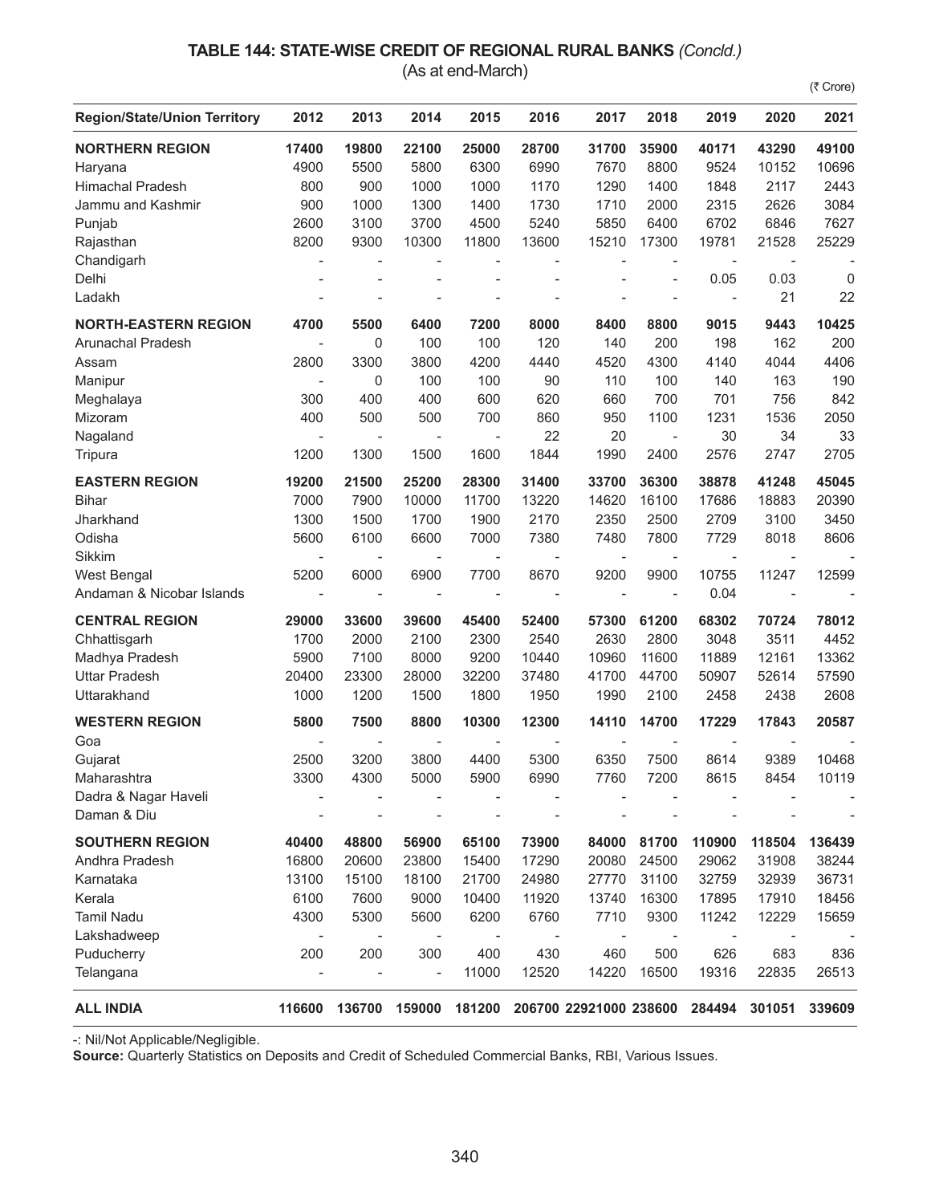## TABLE 144: STATE-WISE CREDIT OF REGIONAL RURAL BANKS *(Concld.)*

(As at end-March)

(₹ Crore)

| Region/State/Union Territory | 2012 | 2013 | 2014 | 2015 | 2016 | 2017 | 2018 | 2019 | 2020 | 2021 |
|---|---|---|---|---|---|---|---|---|---|---|
| **NORTHERN REGION** | **17400** | **19800** | **22100** | **25000** | **28700** | **31700** | **35900** | **40171** | **43290** | **49100** |
| Haryana | 4900 | 5500 | 5800 | 6300 | 6990 | 7670 | 8800 | 9524 | 10152 | 10696 |
| Himachal Pradesh | 800 | 900 | 1000 | 1000 | 1170 | 1290 | 1400 | 1848 | 2117 | 2443 |
| Jammu and Kashmir | 900 | 1000 | 1300 | 1400 | 1730 | 1710 | 2000 | 2315 | 2626 | 3084 |
| Punjab | 2600 | 3100 | 3700 | 4500 | 5240 | 5850 | 6400 | 6702 | 6846 | 7627 |
| Rajasthan | 8200 | 9300 | 10300 | 11800 | 13600 | 15210 | 17300 | 19781 | 21528 | 25229 |
| Chandigarh | - | - | - | - | - | - | - | - | - | - |
| Delhi | - | - | - | - | - | - | - | 0.05 | 0.03 | 0 |
| Ladakh | - | - | - | - | - | - | - | - | 21 | 22 |
| **NORTH-EASTERN REGION** | **4700** | **5500** | **6400** | **7200** | **8000** | **8400** | **8800** | **9015** | **9443** | **10425** |
| Arunachal Pradesh | - | 0 | 100 | 100 | 120 | 140 | 200 | 198 | 162 | 200 |
| Assam | 2800 | 3300 | 3800 | 4200 | 4440 | 4520 | 4300 | 4140 | 4044 | 4406 |
| Manipur | - | 0 | 100 | 100 | 90 | 110 | 100 | 140 | 163 | 190 |
| Meghalaya | 300 | 400 | 400 | 600 | 620 | 660 | 700 | 701 | 756 | 842 |
| Mizoram | 400 | 500 | 500 | 700 | 860 | 950 | 1100 | 1231 | 1536 | 2050 |
| Nagaland | - | - | - | - | 22 | 20 | - | 30 | 34 | 33 |
| Tripura | 1200 | 1300 | 1500 | 1600 | 1844 | 1990 | 2400 | 2576 | 2747 | 2705 |
| **EASTERN REGION** | **19200** | **21500** | **25200** | **28300** | **31400** | **33700** | **36300** | **38878** | **41248** | **45045** |
| Bihar | 7000 | 7900 | 10000 | 11700 | 13220 | 14620 | 16100 | 17686 | 18883 | 20390 |
| Jharkhand | 1300 | 1500 | 1700 | 1900 | 2170 | 2350 | 2500 | 2709 | 3100 | 3450 |
| Odisha | 5600 | 6100 | 6600 | 7000 | 7380 | 7480 | 7800 | 7729 | 8018 | 8606 |
| Sikkim | - | - | - | - | - | - | - | - | - | - |
| West Bengal | 5200 | 6000 | 6900 | 7700 | 8670 | 9200 | 9900 | 10755 | 11247 | 12599 |
| Andaman & Nicobar Islands | - | - | - | - | - | - | - | 0.04 | - | - |
| **CENTRAL REGION** | **29000** | **33600** | **39600** | **45400** | **52400** | **57300** | **61200** | **68302** | **70724** | **78012** |
| Chhattisgarh | 1700 | 2000 | 2100 | 2300 | 2540 | 2630 | 2800 | 3048 | 3511 | 4452 |
| Madhya Pradesh | 5900 | 7100 | 8000 | 9200 | 10440 | 10960 | 11600 | 11889 | 12161 | 13362 |
| Uttar Pradesh | 20400 | 23300 | 28000 | 32200 | 37480 | 41700 | 44700 | 50907 | 52614 | 57590 |
| Uttarakhand | 1000 | 1200 | 1500 | 1800 | 1950 | 1990 | 2100 | 2458 | 2438 | 2608 |
| **WESTERN REGION** | **5800** | **7500** | **8800** | **10300** | **12300** | **14110** | **14700** | **17229** | **17843** | **20587** |
| Goa | - | - | - | - | - | - | - | - | - | - |
| Gujarat | 2500 | 3200 | 3800 | 4400 | 5300 | 6350 | 7500 | 8614 | 9389 | 10468 |
| Maharashtra | 3300 | 4300 | 5000 | 5900 | 6990 | 7760 | 7200 | 8615 | 8454 | 10119 |
| Dadra & Nagar Haveli | - | - | - | - | - | - | - | - | - | - |
| Daman & Diu | - | - | - | - | - | - | - | - | - | - |
| **SOUTHERN REGION** | **40400** | **48800** | **56900** | **65100** | **73900** | **84000** | **81700** | **110900** | **118504** | **136439** |
| Andhra Pradesh | 16800 | 20600 | 23800 | 15400 | 17290 | 20080 | 24500 | 29062 | 31908 | 38244 |
| Karnataka | 13100 | 15100 | 18100 | 21700 | 24980 | 27770 | 31100 | 32759 | 32939 | 36731 |
| Kerala | 6100 | 7600 | 9000 | 10400 | 11920 | 13740 | 16300 | 17895 | 17910 | 18456 |
| Tamil Nadu | 4300 | 5300 | 5600 | 6200 | 6760 | 7710 | 9300 | 11242 | 12229 | 15659 |
| Lakshadweep | - | - | - | - | - | - | - | - | - | - |
| Puducherry | 200 | 200 | 300 | 400 | 430 | 460 | 500 | 626 | 683 | 836 |
| Telangana | - | - | - | 11000 | 12520 | 14220 | 16500 | 19316 | 22835 | 26513 |
| **ALL INDIA** | **116600** | **136700** | **159000** | **181200** | **206700** | **22921000** | **238600** | **284494** | **301051** | **339609** |

-: Nil/Not Applicable/Negligible.

**Source:** Quarterly Statistics on Deposits and Credit of Scheduled Commercial Banks, RBI, Various Issues.